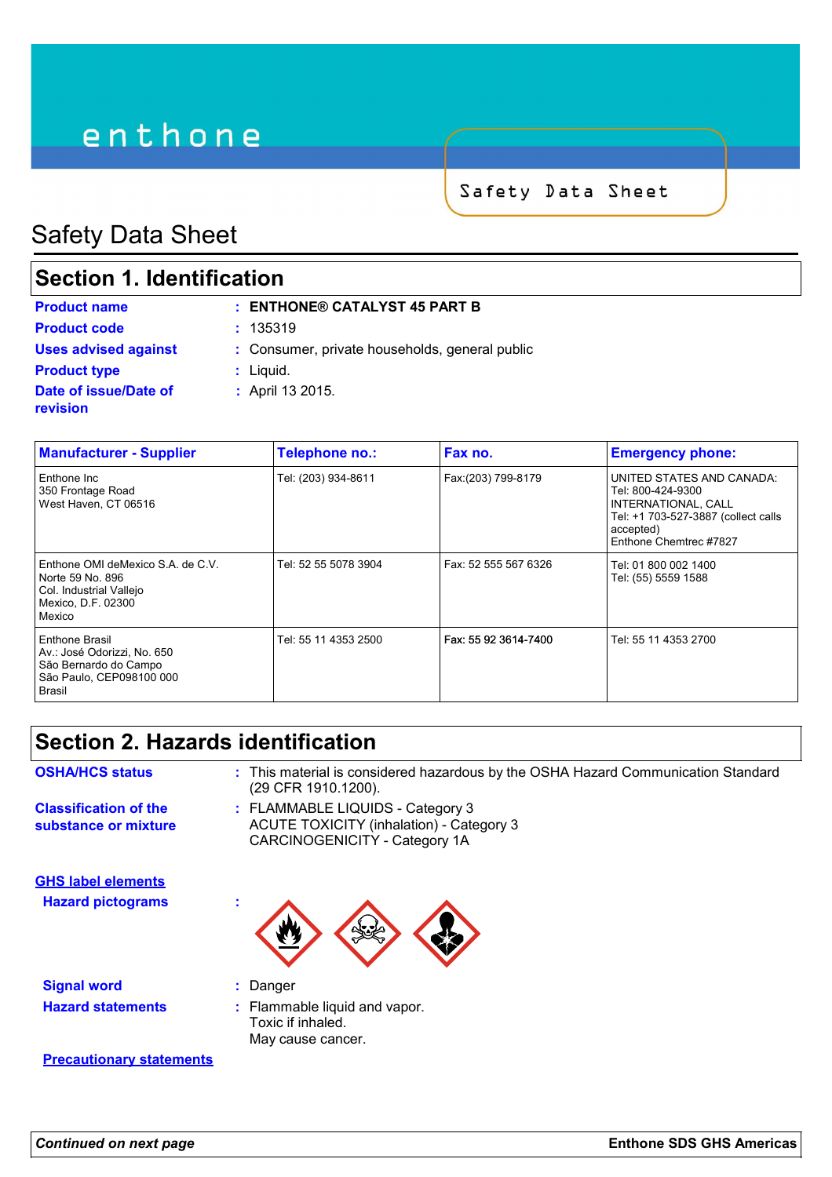enthone

Safety Data Sheet

# Safety Data Sheet

## Section 1. Identification

**Product name** : **ENTHONE® CATALYST 45 PART B**

**Product code** : 135319

**Uses advised against** : Consumer, private households, general public

**Product type** : Liquid.

**Date of issue/Date of revision** : April 13 2015.

| Manufacturer - Supplier | Telephone no.: | Fax no. | Emergency phone: |
| --- | --- | --- | --- |
| Enthone Inc<br>350 Frontage Road<br>West Haven, CT 06516 | Tel: (203) 934-8611 | Fax:(203) 799-8179 | UNITED STATES AND CANADA:<br>Tel: 800-424-9300<br>INTERNATIONAL, CALL<br>Tel: +1 703-527-3887 (collect calls accepted)<br>Enthone Chemtrec #7827 |
| Enthone OMI deMexico S.A. de C.V.<br>Norte 59 No. 896<br>Col. Industrial Vallejo<br>Mexico, D.F. 02300<br>Mexico | Tel: 52 55 5078 3904 | Fax: 52 555 567 6326 | Tel: 01 800 002 1400<br>Tel: (55) 5559 1588 |
| Enthone Brasil<br>Av.: José Odorizzi, No. 650<br>São Bernardo do Campo<br>São Paulo, CEP098100 000<br>Brasil | Tel: 55 11 4353 2500 | Fax: 55 92 3614-7400 | Tel: 55 11 4353 2700 |

## Section 2. Hazards identification

**OSHA/HCS status** : This material is considered hazardous by the OSHA Hazard Communication Standard (29 CFR 1910.1200).

**Classification of the substance or mixture** : FLAMMABLE LIQUIDS - Category 3
ACUTE TOXICITY (inhalation) - Category 3
CARCINOGENICITY - Category 1A

**GHS label elements**

**Hazard pictograms** :

**Signal word** : Danger

**Hazard statements** : Flammable liquid and vapor.
Toxic if inhaled.
May cause cancer.

**Precautionary statements**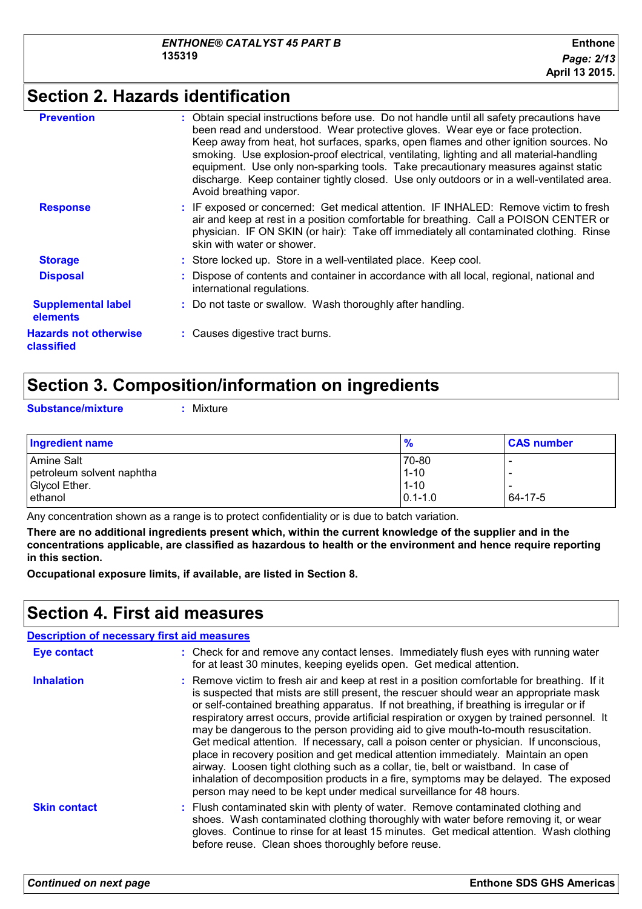## Section 2. Hazards identification

**Prevention** : Obtain special instructions before use. Do not handle until all safety precautions have been read and understood. Wear protective gloves. Wear eye or face protection. Keep away from heat, hot surfaces, sparks, open flames and other ignition sources. No smoking. Use explosion-proof electrical, ventilating, lighting and all material-handling equipment. Use only non-sparking tools. Take precautionary measures against static discharge. Keep container tightly closed. Use only outdoors or in a well-ventilated area. Avoid breathing vapor.

**Response** : IF exposed or concerned: Get medical attention. IF INHALED: Remove victim to fresh air and keep at rest in a position comfortable for breathing. Call a POISON CENTER or physician. IF ON SKIN (or hair): Take off immediately all contaminated clothing. Rinse skin with water or shower.

**Storage** : Store locked up. Store in a well-ventilated place. Keep cool.

**Disposal** : Dispose of contents and container in accordance with all local, regional, national and international regulations.

**Supplemental label elements** : Do not taste or swallow. Wash thoroughly after handling.

**Hazards not otherwise classified** : Causes digestive tract burns.

## Section 3. Composition/information on ingredients

**Substance/mixture** : Mixture

| Ingredient name | % | CAS number |
|---|---|---|
| Amine Salt | 70-80 | - |
| petroleum solvent naphtha | 1-10 | - |
| Glycol Ether. | 1-10 | - |
| ethanol | 0.1-1.0 | 64-17-5 |

Any concentration shown as a range is to protect confidentiality or is due to batch variation.

**There are no additional ingredients present which, within the current knowledge of the supplier and in the concentrations applicable, are classified as hazardous to health or the environment and hence require reporting in this section.**

**Occupational exposure limits, if available, are listed in Section 8.**

## Section 4. First aid measures

**Description of necessary first aid measures**

**Eye contact** : Check for and remove any contact lenses. Immediately flush eyes with running water for at least 30 minutes, keeping eyelids open. Get medical attention.

**Inhalation** : Remove victim to fresh air and keep at rest in a position comfortable for breathing. If it is suspected that mists are still present, the rescuer should wear an appropriate mask or self-contained breathing apparatus. If not breathing, if breathing is irregular or if respiratory arrest occurs, provide artificial respiration or oxygen by trained personnel. It may be dangerous to the person providing aid to give mouth-to-mouth resuscitation. Get medical attention. If necessary, call a poison center or physician. If unconscious, place in recovery position and get medical attention immediately. Maintain an open airway. Loosen tight clothing such as a collar, tie, belt or waistband. In case of inhalation of decomposition products in a fire, symptoms may be delayed. The exposed person may need to be kept under medical surveillance for 48 hours.

**Skin contact** : Flush contaminated skin with plenty of water. Remove contaminated clothing and shoes. Wash contaminated clothing thoroughly with water before removing it, or wear gloves. Continue to rinse for at least 15 minutes. Get medical attention. Wash clothing before reuse. Clean shoes thoroughly before reuse.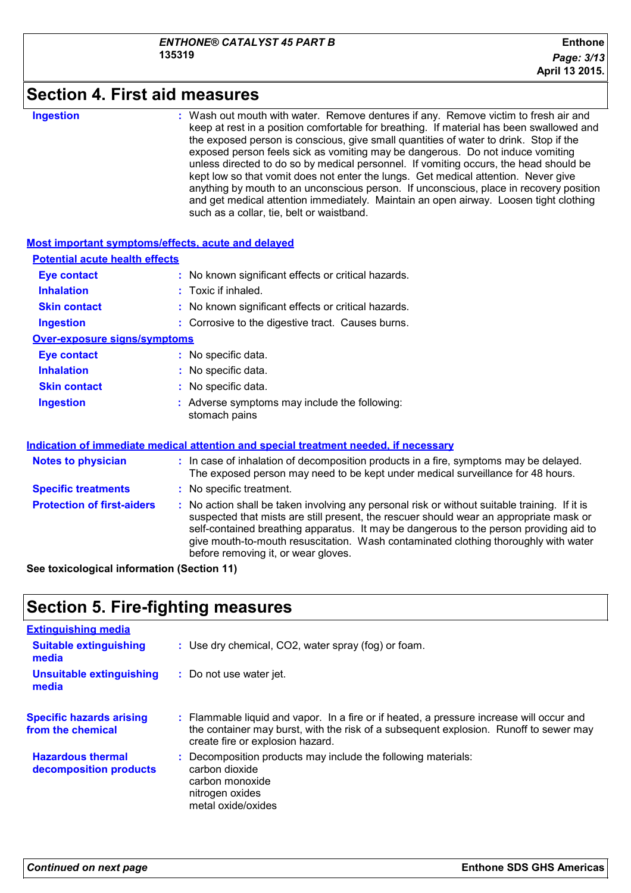## Section 4. First aid measures

**Ingestion** : Wash out mouth with water. Remove dentures if any. Remove victim to fresh air and keep at rest in a position comfortable for breathing. If material has been swallowed and the exposed person is conscious, give small quantities of water to drink. Stop if the exposed person feels sick as vomiting may be dangerous. Do not induce vomiting unless directed to do so by medical personnel. If vomiting occurs, the head should be kept low so that vomit does not enter the lungs. Get medical attention. Never give anything by mouth to an unconscious person. If unconscious, place in recovery position and get medical attention immediately. Maintain an open airway. Loosen tight clothing such as a collar, tie, belt or waistband.

### Most important symptoms/effects, acute and delayed

#### Potential acute health effects

**Eye contact** : No known significant effects or critical hazards.

**Inhalation** : Toxic if inhaled.

**Skin contact** : No known significant effects or critical hazards.

**Ingestion** : Corrosive to the digestive tract. Causes burns.

#### Over-exposure signs/symptoms

**Eye contact** : No specific data.

**Inhalation** : No specific data.

**Skin contact** : No specific data.

**Ingestion** : Adverse symptoms may include the following:
stomach pains

### Indication of immediate medical attention and special treatment needed, if necessary

**Notes to physician** : In case of inhalation of decomposition products in a fire, symptoms may be delayed. The exposed person may need to be kept under medical surveillance for 48 hours.

**Specific treatments** : No specific treatment.

**Protection of first-aiders** : No action shall be taken involving any personal risk or without suitable training. If it is suspected that mists are still present, the rescuer should wear an appropriate mask or self-contained breathing apparatus. It may be dangerous to the person providing aid to give mouth-to-mouth resuscitation. Wash contaminated clothing thoroughly with water before removing it, or wear gloves.

**See toxicological information (Section 11)**

## Section 5. Fire-fighting measures

### Extinguishing media

**Suitable extinguishing media** : Use dry chemical, $CO_2$, water spray (fog) or foam.

**Unsuitable extinguishing media** : Do not use water jet.

**Specific hazards arising from the chemical** : Flammable liquid and vapor. In a fire or if heated, a pressure increase will occur and the container may burst, with the risk of a subsequent explosion. Runoff to sewer may create fire or explosion hazard.

**Hazardous thermal decomposition products** : Decomposition products may include the following materials:
carbon dioxide
carbon monoxide
nitrogen oxides
metal oxide/oxides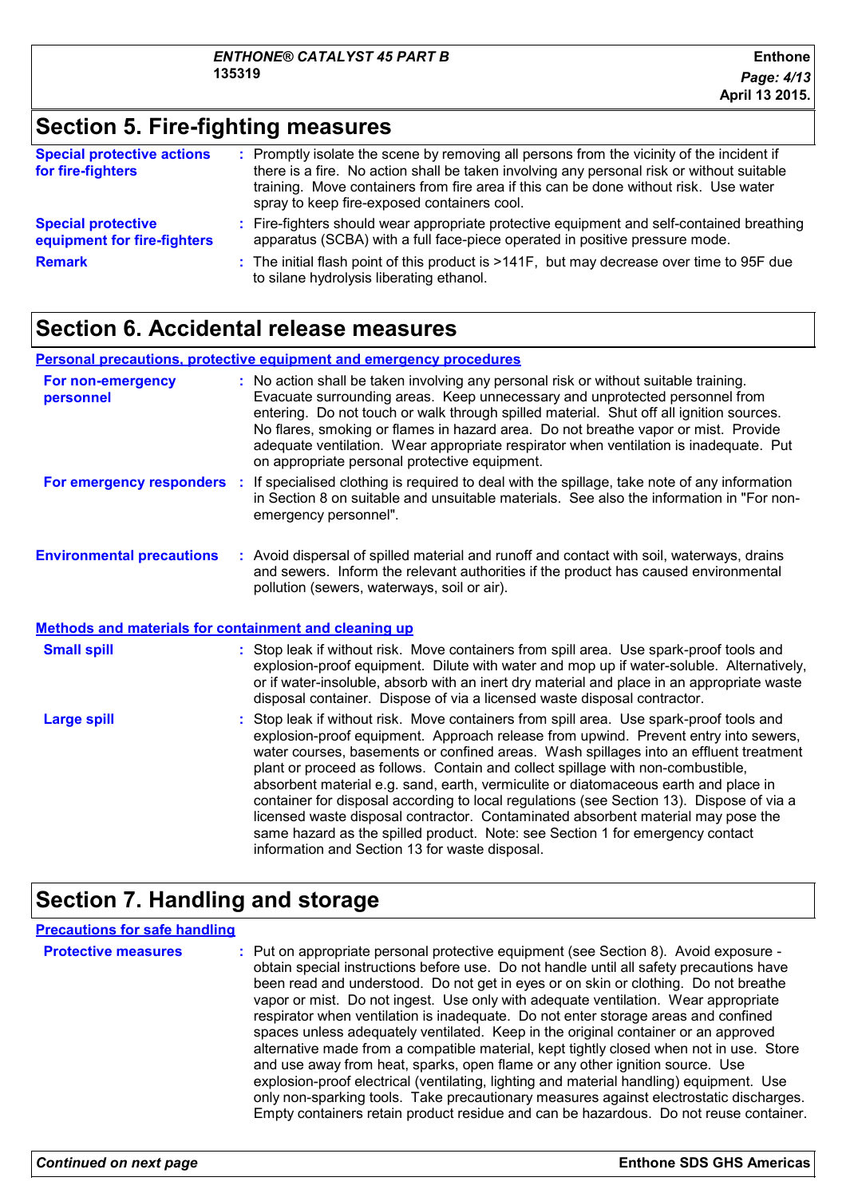## Section 5. Fire-fighting measures

**Special protective actions for fire-fighters** : Promptly isolate the scene by removing all persons from the vicinity of the incident if there is a fire. No action shall be taken involving any personal risk or without suitable training. Move containers from fire area if this can be done without risk. Use water spray to keep fire-exposed containers cool.

**Special protective equipment for fire-fighters** : Fire-fighters should wear appropriate protective equipment and self-contained breathing apparatus (SCBA) with a full face-piece operated in positive pressure mode.

**Remark** : The initial flash point of this product is >141F, but may decrease over time to 95F due to silane hydrolysis liberating ethanol.

## Section 6. Accidental release measures

### Personal precautions, protective equipment and emergency procedures

**For non-emergency personnel** : No action shall be taken involving any personal risk or without suitable training. Evacuate surrounding areas. Keep unnecessary and unprotected personnel from entering. Do not touch or walk through spilled material. Shut off all ignition sources. No flares, smoking or flames in hazard area. Do not breathe vapor or mist. Provide adequate ventilation. Wear appropriate respirator when ventilation is inadequate. Put on appropriate personal protective equipment.

**For emergency responders** : If specialised clothing is required to deal with the spillage, take note of any information in Section 8 on suitable and unsuitable materials. See also the information in "For non-emergency personnel".

**Environmental precautions** : Avoid dispersal of spilled material and runoff and contact with soil, waterways, drains and sewers. Inform the relevant authorities if the product has caused environmental pollution (sewers, waterways, soil or air).

### Methods and materials for containment and cleaning up

**Small spill** : Stop leak if without risk. Move containers from spill area. Use spark-proof tools and explosion-proof equipment. Dilute with water and mop up if water-soluble. Alternatively, or if water-insoluble, absorb with an inert dry material and place in an appropriate waste disposal container. Dispose of via a licensed waste disposal contractor.

**Large spill** : Stop leak if without risk. Move containers from spill area. Use spark-proof tools and explosion-proof equipment. Approach release from upwind. Prevent entry into sewers, water courses, basements or confined areas. Wash spillages into an effluent treatment plant or proceed as follows. Contain and collect spillage with non-combustible, absorbent material e.g. sand, earth, vermiculite or diatomaceous earth and place in container for disposal according to local regulations (see Section 13). Dispose of via a licensed waste disposal contractor. Contaminated absorbent material may pose the same hazard as the spilled product. Note: see Section 1 for emergency contact information and Section 13 for waste disposal.

## Section 7. Handling and storage

### Precautions for safe handling

**Protective measures** : Put on appropriate personal protective equipment (see Section 8). Avoid exposure - obtain special instructions before use. Do not handle until all safety precautions have been read and understood. Do not get in eyes or on skin or clothing. Do not breathe vapor or mist. Do not ingest. Use only with adequate ventilation. Wear appropriate respirator when ventilation is inadequate. Do not enter storage areas and confined spaces unless adequately ventilated. Keep in the original container or an approved alternative made from a compatible material, kept tightly closed when not in use. Store and use away from heat, sparks, open flame or any other ignition source. Use explosion-proof electrical (ventilating, lighting and material handling) equipment. Use only non-sparking tools. Take precautionary measures against electrostatic discharges. Empty containers retain product residue and can be hazardous. Do not reuse container.

*Continued on next page*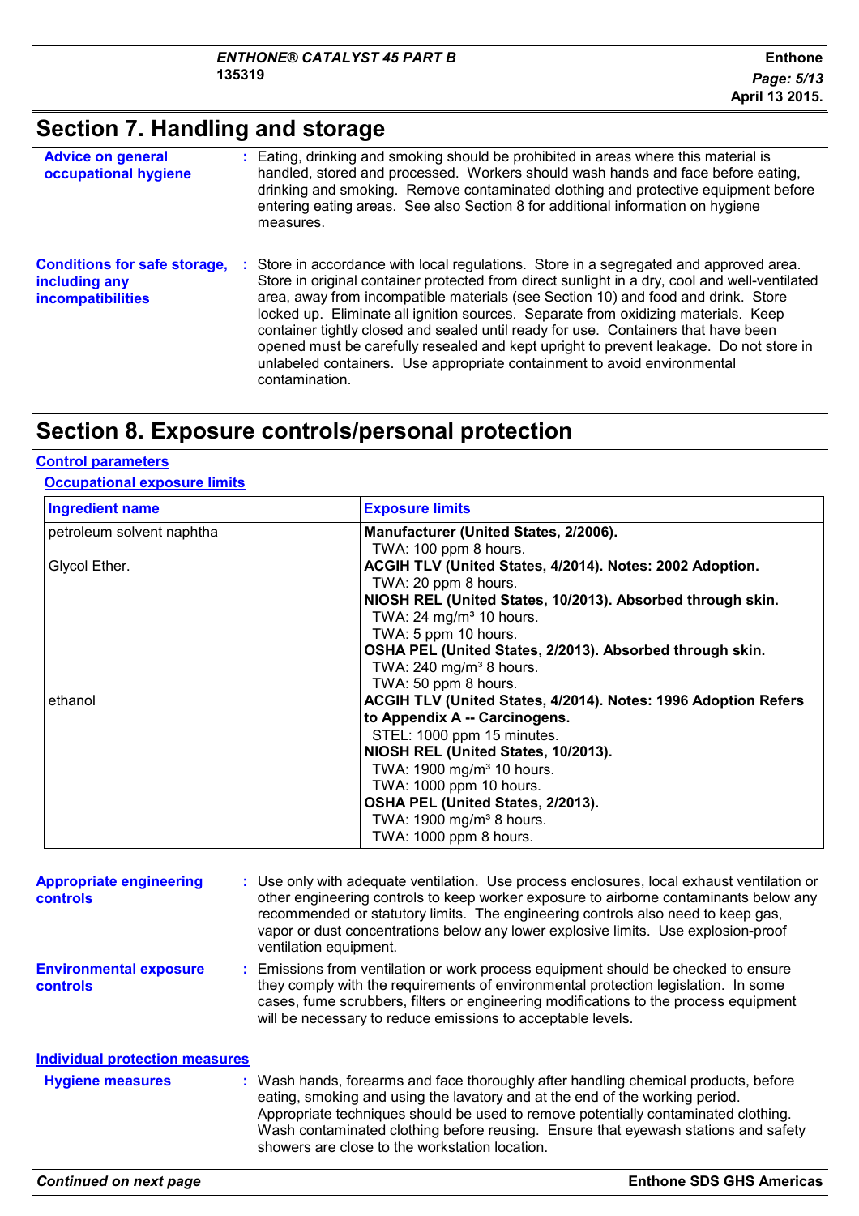## Section 7. Handling and storage

**Advice on general occupational hygiene** : Eating, drinking and smoking should be prohibited in areas where this material is handled, stored and processed. Workers should wash hands and face before eating, drinking and smoking. Remove contaminated clothing and protective equipment before entering eating areas. See also Section 8 for additional information on hygiene measures.

**Conditions for safe storage, including any incompatibilities** : Store in accordance with local regulations. Store in a segregated and approved area. Store in original container protected from direct sunlight in a dry, cool and well-ventilated area, away from incompatible materials (see Section 10) and food and drink. Store locked up. Eliminate all ignition sources. Separate from oxidizing materials. Keep container tightly closed and sealed until ready for use. Containers that have been opened must be carefully resealed and kept upright to prevent leakage. Do not store in unlabeled containers. Use appropriate containment to avoid environmental contamination.

## Section 8. Exposure controls/personal protection

### Control parameters

#### Occupational exposure limits

| Ingredient name | Exposure limits |
|---|---|
| petroleum solvent naphtha | **Manufacturer (United States, 2/2006).**<br>TWA: 100 ppm 8 hours. |
| Glycol Ether. | **ACGIH TLV (United States, 4/2014). Notes: 2002 Adoption.**<br>TWA: 20 ppm 8 hours.<br>**NIOSH REL (United States, 10/2013). Absorbed through skin.**<br>TWA: 24 mg/m³ 10 hours.<br>TWA: 5 ppm 10 hours.<br>**OSHA PEL (United States, 2/2013). Absorbed through skin.**<br>TWA: 240 mg/m³ 8 hours.<br>TWA: 50 ppm 8 hours. |
| ethanol | **ACGIH TLV (United States, 4/2014). Notes: 1996 Adoption Refers to Appendix A -- Carcinogens.**<br>STEL: 1000 ppm 15 minutes.<br>**NIOSH REL (United States, 10/2013).**<br>TWA: 1900 mg/m³ 10 hours.<br>TWA: 1000 ppm 10 hours.<br>**OSHA PEL (United States, 2/2013).**<br>TWA: 1900 mg/m³ 8 hours.<br>TWA: 1000 ppm 8 hours. |

**Appropriate engineering controls** : Use only with adequate ventilation. Use process enclosures, local exhaust ventilation or other engineering controls to keep worker exposure to airborne contaminants below any recommended or statutory limits. The engineering controls also need to keep gas, vapor or dust concentrations below any lower explosive limits. Use explosion-proof ventilation equipment.

**Environmental exposure controls** : Emissions from ventilation or work process equipment should be checked to ensure they comply with the requirements of environmental protection legislation. In some cases, fume scrubbers, filters or engineering modifications to the process equipment will be necessary to reduce emissions to acceptable levels.

### Individual protection measures

**Hygiene measures** : Wash hands, forearms and face thoroughly after handling chemical products, before eating, smoking and using the lavatory and at the end of the working period. Appropriate techniques should be used to remove potentially contaminated clothing. Wash contaminated clothing before reusing. Ensure that eyewash stations and safety showers are close to the workstation location.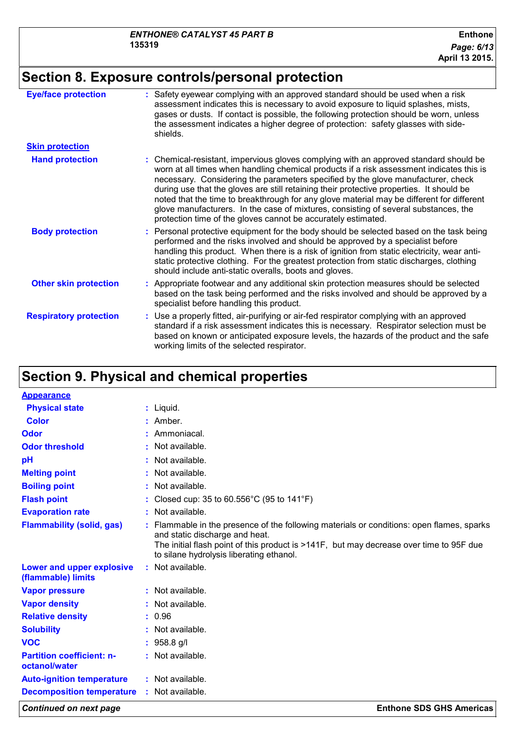## Section 8. Exposure controls/personal protection

**Eye/face protection** : Safety eyewear complying with an approved standard should be used when a risk assessment indicates this is necessary to avoid exposure to liquid splashes, mists, gases or dusts. If contact is possible, the following protection should be worn, unless the assessment indicates a higher degree of protection: safety glasses with side-shields.

**Skin protection**

**Hand protection** : Chemical-resistant, impervious gloves complying with an approved standard should be worn at all times when handling chemical products if a risk assessment indicates this is necessary. Considering the parameters specified by the glove manufacturer, check during use that the gloves are still retaining their protective properties. It should be noted that the time to breakthrough for any glove material may be different for different glove manufacturers. In the case of mixtures, consisting of several substances, the protection time of the gloves cannot be accurately estimated.

**Body protection** : Personal protective equipment for the body should be selected based on the task being performed and the risks involved and should be approved by a specialist before handling this product. When there is a risk of ignition from static electricity, wear anti-static protective clothing. For the greatest protection from static discharges, clothing should include anti-static overalls, boots and gloves.

**Other skin protection** : Appropriate footwear and any additional skin protection measures should be selected based on the task being performed and the risks involved and should be approved by a specialist before handling this product.

**Respiratory protection** : Use a properly fitted, air-purifying or air-fed respirator complying with an approved standard if a risk assessment indicates this is necessary. Respirator selection must be based on known or anticipated exposure levels, the hazards of the product and the safe working limits of the selected respirator.

## Section 9. Physical and chemical properties

**Appearance**

**Physical state** : Liquid.

**Color** : Amber.

**Odor** : Ammoniacal.

**Odor threshold** : Not available.

**pH** : Not available.

**Melting point** : Not available.

**Boiling point** : Not available.

**Flash point** : Closed cup: 35 to 60.556°C (95 to 141°F)

**Evaporation rate** : Not available.

**Flammability (solid, gas)** : Flammable in the presence of the following materials or conditions: open flames, sparks and static discharge and heat.
The initial flash point of this product is >141F, but may decrease over time to 95F due to silane hydrolysis liberating ethanol.

**Lower and upper explosive (flammable) limits** : Not available.

**Vapor pressure** : Not available.

**Vapor density** : Not available.

**Relative density** : 0.96

**Solubility** : Not available.

**VOC** : 958.8 g/l

**Partition coefficient: n-octanol/water** : Not available.

**Auto-ignition temperature** : Not available.

**Decomposition temperature** : Not available.

*Continued on next page*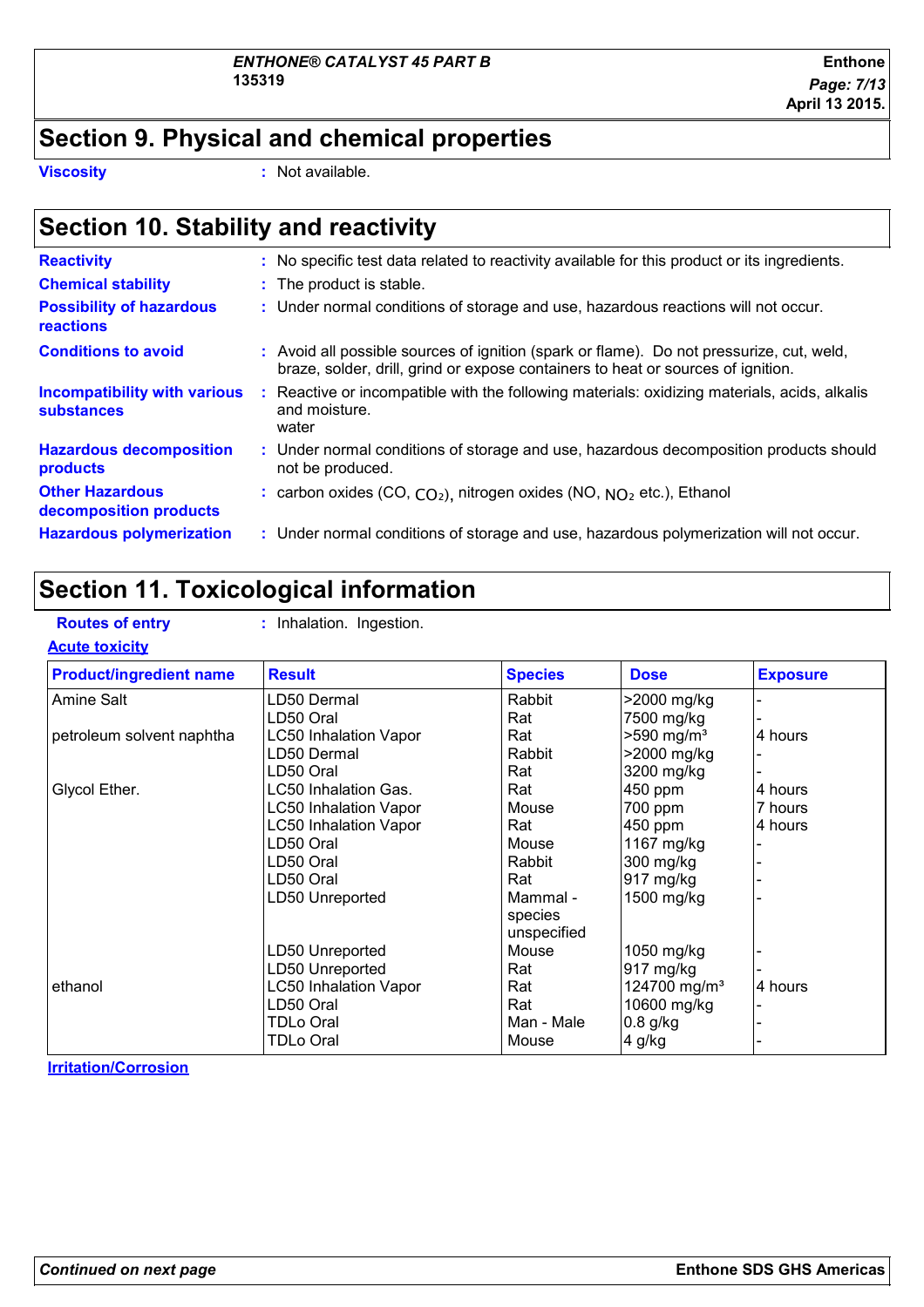## Section 9. Physical and chemical properties

**Viscosity** : Not available.

## Section 10. Stability and reactivity

**Reactivity** : No specific test data related to reactivity available for this product or its ingredients.

**Chemical stability** : The product is stable.

**Possibility of hazardous reactions** : Under normal conditions of storage and use, hazardous reactions will not occur.

**Conditions to avoid** : Avoid all possible sources of ignition (spark or flame). Do not pressurize, cut, weld, braze, solder, drill, grind or expose containers to heat or sources of ignition.

**Incompatibility with various substances** : Reactive or incompatible with the following materials: oxidizing materials, acids, alkalis and moisture.
water

**Hazardous decomposition products** : Under normal conditions of storage and use, hazardous decomposition products should not be produced.

**Other Hazardous decomposition products** : carbon oxides (CO, $CO_2$), nitrogen oxides (NO, $NO_2$ etc.), Ethanol

**Hazardous polymerization** : Under normal conditions of storage and use, hazardous polymerization will not occur.

## Section 11. Toxicological information

**Routes of entry** : Inhalation. Ingestion.

**Acute toxicity**

| Product/ingredient name | Result | Species | Dose | Exposure |
|---|---|---|---|---|
| Amine Salt | LD50 Dermal | Rabbit | >2000 mg/kg | - |
| | LD50 Oral | Rat | 7500 mg/kg | - |
| petroleum solvent naphtha | LC50 Inhalation Vapor | Rat | >590 mg/m³ | 4 hours |
| | LD50 Dermal | Rabbit | >2000 mg/kg | - |
| | LD50 Oral | Rat | 3200 mg/kg | - |
| Glycol Ether. | LC50 Inhalation Gas. | Rat | 450 ppm | 4 hours |
| | LC50 Inhalation Vapor | Mouse | 700 ppm | 7 hours |
| | LC50 Inhalation Vapor | Rat | 450 ppm | 4 hours |
| | LD50 Oral | Mouse | 1167 mg/kg | - |
| | LD50 Oral | Rabbit | 300 mg/kg | - |
| | LD50 Oral | Rat | 917 mg/kg | - |
| | LD50 Unreported | Mammal - species unspecified | 1500 mg/kg | - |
| | LD50 Unreported | Mouse | 1050 mg/kg | - |
| | LD50 Unreported | Rat | 917 mg/kg | - |
| ethanol | LC50 Inhalation Vapor | Rat | 124700 mg/m³ | 4 hours |
| | LD50 Oral | Rat | 10600 mg/kg | - |
| | TDLo Oral | Man - Male | 0.8 g/kg | - |
| | TDLo Oral | Mouse | 4 g/kg | - |

**Irritation/Corrosion**

*Continued on next page*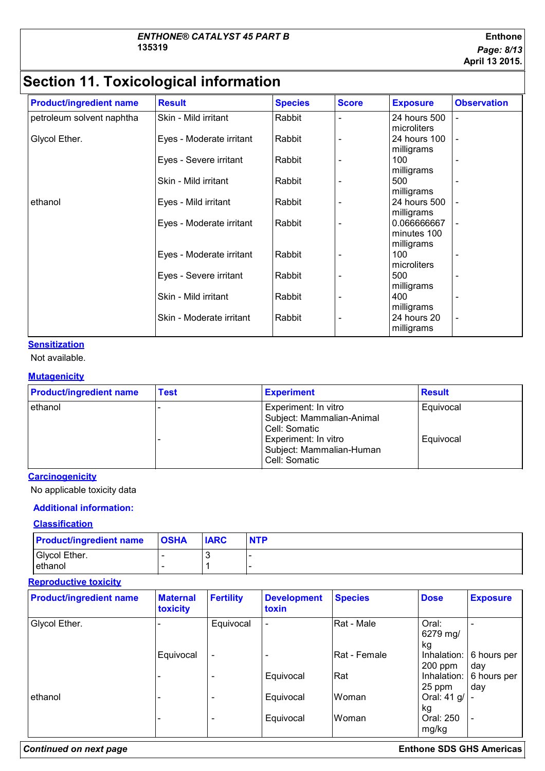## Section 11. Toxicological information

| Product/ingredient name | Result | Species | Score | Exposure | Observation |
|---|---|---|---|---|---|
| petroleum solvent naphtha | Skin - Mild irritant | Rabbit | - | 24 hours 500 microliters | - |
| Glycol Ether. | Eyes - Moderate irritant | Rabbit | - | 24 hours 100 milligrams | - |
| | Eyes - Severe irritant | Rabbit | - | 100 milligrams | - |
| | Skin - Mild irritant | Rabbit | - | 500 milligrams | - |
| ethanol | Eyes - Mild irritant | Rabbit | - | 24 hours 500 milligrams | - |
| | Eyes - Moderate irritant | Rabbit | - | 0.066666667 minutes 100 milligrams | - |
| | Eyes - Moderate irritant | Rabbit | - | 100 microliters | - |
| | Eyes - Severe irritant | Rabbit | - | 500 milligrams | - |
| | Skin - Mild irritant | Rabbit | - | 400 milligrams | - |
| | Skin - Moderate irritant | Rabbit | - | 24 hours 20 milligrams | - |

### Sensitization

Not available.

### Mutagenicity

| Product/ingredient name | Test | Experiment | Result |
|---|---|---|---|
| ethanol | - | Experiment: In vitro<br>Subject: Mammalian-Animal<br>Cell: Somatic | Equivocal |
| | - | Experiment: In vitro<br>Subject: Mammalian-Human<br>Cell: Somatic | Equivocal |

### Carcinogenicity

No applicable toxicity data

**Additional information:**

### Classification

| Product/ingredient name | OSHA | IARC | NTP |
|---|---|---|---|
| Glycol Ether. | - | 3 | - |
| ethanol | - | 1 | - |

### Reproductive toxicity

| Product/ingredient name | Maternal toxicity | Fertility | Development toxin | Species | Dose | Exposure |
|---|---|---|---|---|---|---|
| Glycol Ether. | - | Equivocal | - | Rat - Male | Oral: 6279 mg/kg | - |
| | Equivocal | - | - | Rat - Female | Inhalation: 200 ppm | 6 hours per day |
| | - | - | Equivocal | Rat | Inhalation: 25 ppm | 6 hours per day |
| ethanol | - | - | Equivocal | Woman | Oral: 41 g/kg | - |
| | - | - | Equivocal | Woman | Oral: 250 mg/kg | - |

*Continued on next page*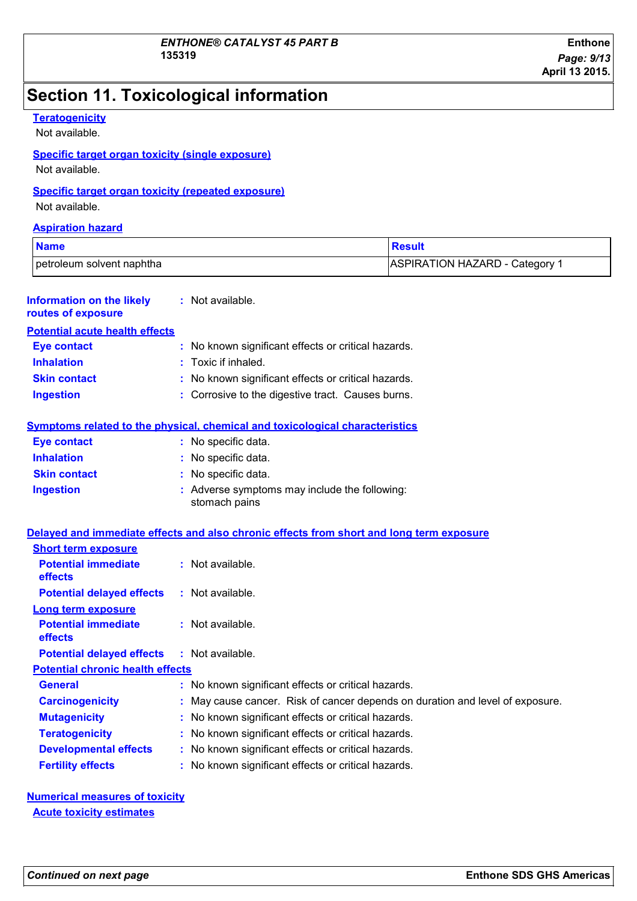## Section 11. Toxicological information

**Teratogenicity**

Not available.

**Specific target organ toxicity (single exposure)**

Not available.

**Specific target organ toxicity (repeated exposure)**

Not available.

**Aspiration hazard**

| Name | Result |
|---|---|
| petroleum solvent naphtha | ASPIRATION HAZARD - Category 1 |

**Information on the likely routes of exposure** : Not available.

**Potential acute health effects**

- **Eye contact** : No known significant effects or critical hazards.
- **Inhalation** : Toxic if inhaled.
- **Skin contact** : No known significant effects or critical hazards.
- **Ingestion** : Corrosive to the digestive tract. Causes burns.

**Symptoms related to the physical, chemical and toxicological characteristics**

- **Eye contact** : No specific data.
- **Inhalation** : No specific data.
- **Skin contact** : No specific data.
- **Ingestion** : Adverse symptoms may include the following: stomach pains

**Delayed and immediate effects and also chronic effects from short and long term exposure**

**Short term exposure**

- **Potential immediate effects** : Not available.
- **Potential delayed effects** : Not available.

**Long term exposure**

- **Potential immediate effects** : Not available.
- **Potential delayed effects** : Not available.

**Potential chronic health effects**

- **General** : No known significant effects or critical hazards.
- **Carcinogenicity** : May cause cancer. Risk of cancer depends on duration and level of exposure.
- **Mutagenicity** : No known significant effects or critical hazards.
- **Teratogenicity** : No known significant effects or critical hazards.
- **Developmental effects** : No known significant effects or critical hazards.
- **Fertility effects** : No known significant effects or critical hazards.

**Numerical measures of toxicity**

**Acute toxicity estimates**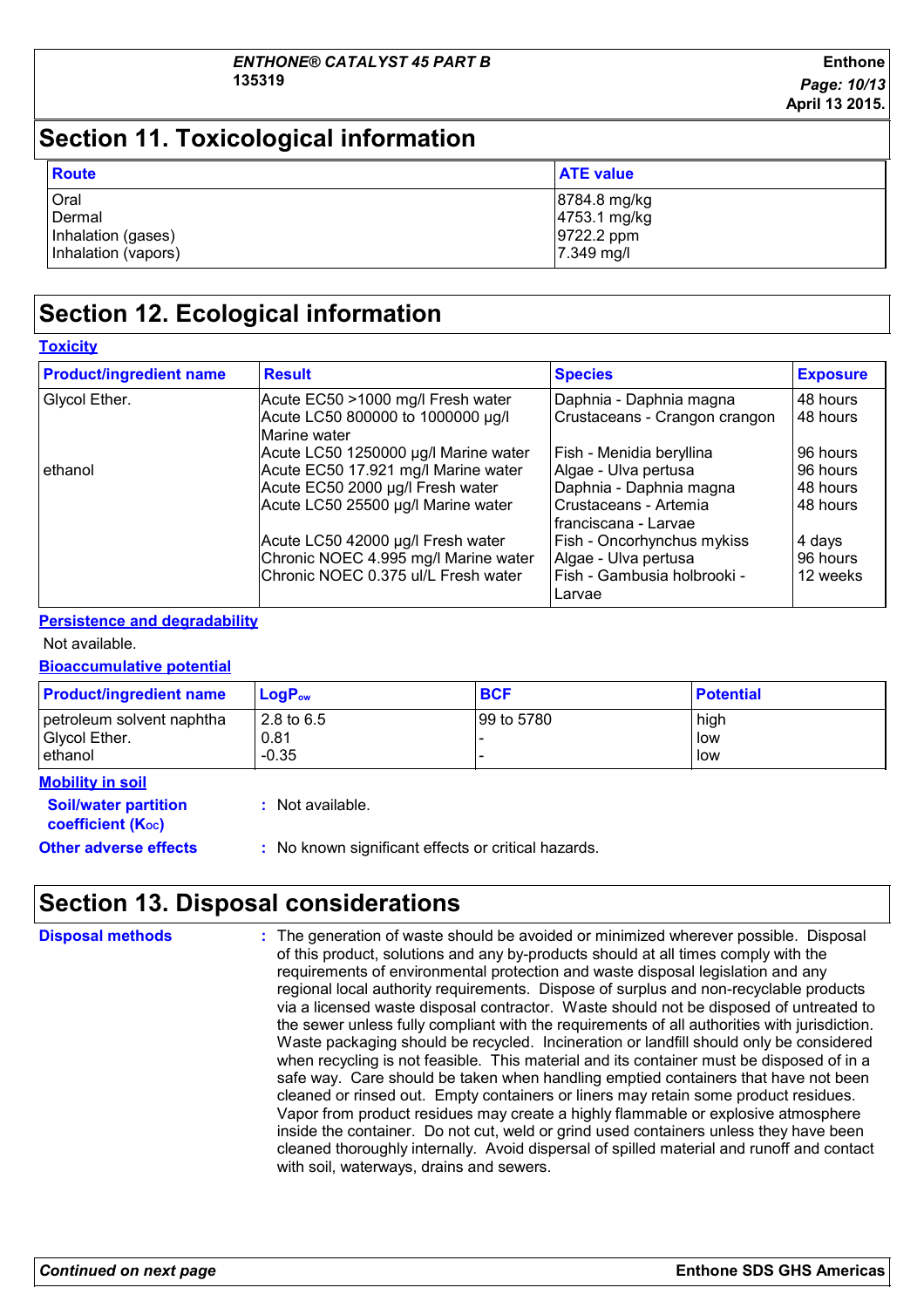# Section 11. Toxicological information

| Route | ATE value |
|---|---|
| Oral | 8784.8 mg/kg |
| Dermal | 4753.1 mg/kg |
| Inhalation (gases) | 9722.2 ppm |
| Inhalation (vapors) | 7.349 mg/l |

# Section 12. Ecological information

## Toxicity

| Product/ingredient name | Result | Species | Exposure |
|---|---|---|---|
| Glycol Ether. | Acute EC50 >1000 mg/l Fresh water | Daphnia - Daphnia magna | 48 hours |
| | Acute LC50 800000 to 1000000 µg/l Marine water | Crustaceans - Crangon crangon | 48 hours |
| | Acute LC50 1250000 µg/l Marine water | Fish - Menidia beryllina | 96 hours |
| ethanol | Acute EC50 17.921 mg/l Marine water | Algae - Ulva pertusa | 96 hours |
| | Acute EC50 2000 µg/l Fresh water | Daphnia - Daphnia magna | 48 hours |
| | Acute LC50 25500 µg/l Marine water | Crustaceans - Artemia franciscana - Larvae | 48 hours |
| | Acute LC50 42000 µg/l Fresh water | Fish - Oncorhynchus mykiss | 4 days |
| | Chronic NOEC 4.995 mg/l Marine water | Algae - Ulva pertusa | 96 hours |
| | Chronic NOEC 0.375 ul/L Fresh water | Fish - Gambusia holbrooki - Larvae | 12 weeks |

## Persistence and degradability

Not available.

## Bioaccumulative potential

| Product/ingredient name | $LogP_{ow}$ | BCF | Potential |
|---|---|---|---|
| petroleum solvent naphtha | 2.8 to 6.5 | 99 to 5780 | high |
| Glycol Ether. | 0.81 | - | low |
| ethanol | -0.35 | - | low |

## Mobility in soil

**Soil/water partition coefficient ($K_{OC}$)** : Not available.

**Other adverse effects** : No known significant effects or critical hazards.

# Section 13. Disposal considerations

**Disposal methods** : The generation of waste should be avoided or minimized wherever possible. Disposal of this product, solutions and any by-products should at all times comply with the requirements of environmental protection and waste disposal legislation and any regional local authority requirements. Dispose of surplus and non-recyclable products via a licensed waste disposal contractor. Waste should not be disposed of untreated to the sewer unless fully compliant with the requirements of all authorities with jurisdiction. Waste packaging should be recycled. Incineration or landfill should only be considered when recycling is not feasible. This material and its container must be disposed of in a safe way. Care should be taken when handling emptied containers that have not been cleaned or rinsed out. Empty containers or liners may retain some product residues. Vapor from product residues may create a highly flammable or explosive atmosphere inside the container. Do not cut, weld or grind used containers unless they have been cleaned thoroughly internally. Avoid dispersal of spilled material and runoff and contact with soil, waterways, drains and sewers.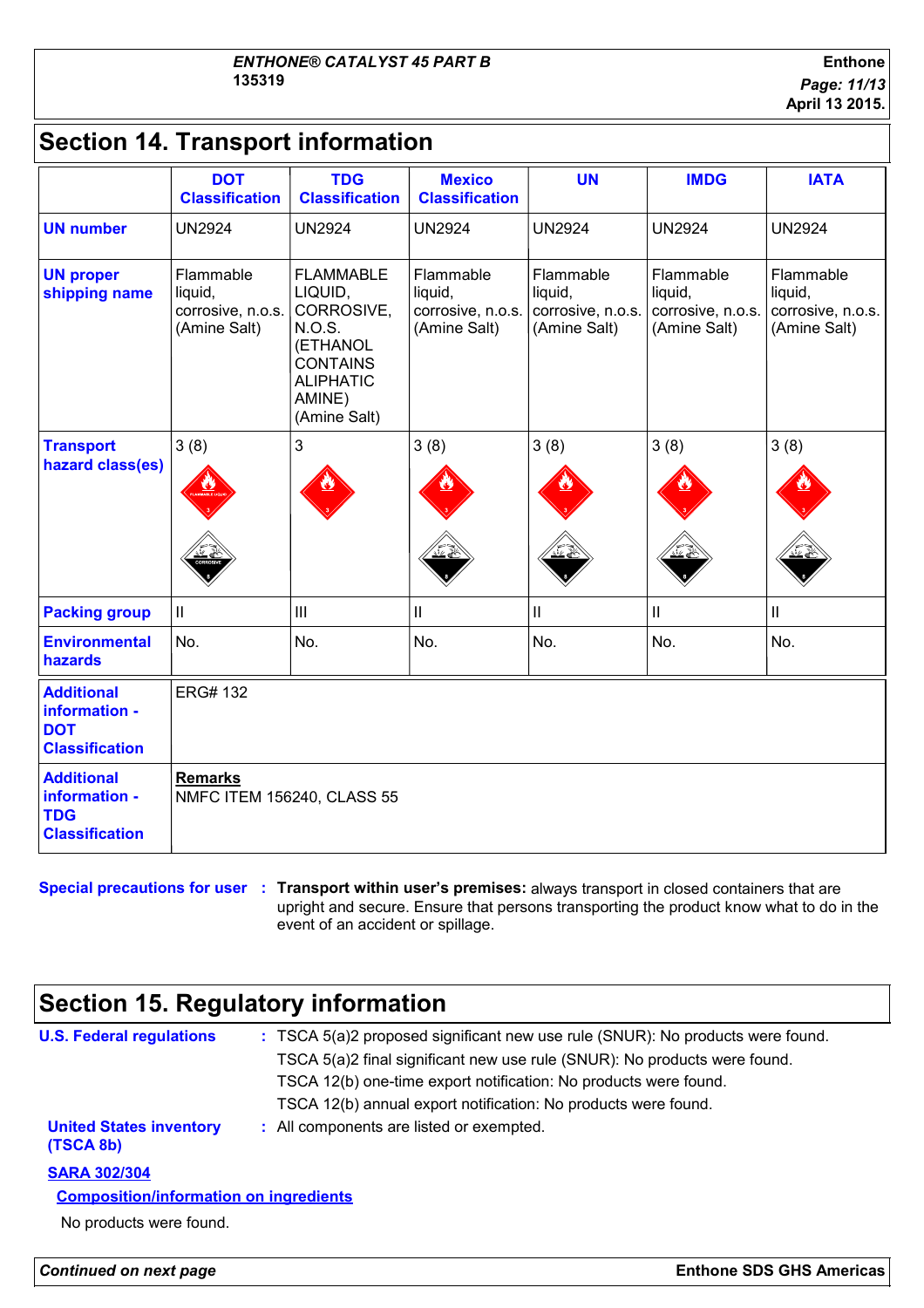## Section 14. Transport information

| | DOT Classification | TDG Classification | Mexico Classification | UN | IMDG | IATA |
|---|---|---|---|---|---|---|
| **UN number** | UN2924 | UN2924 | UN2924 | UN2924 | UN2924 | UN2924 |
| **UN proper shipping name** | Flammable liquid, corrosive, n.o.s. (Amine Salt) | FLAMMABLE LIQUID, CORROSIVE, N.O.S. (ETHANOL CONTAINS ALIPHATIC AMINE) (Amine Salt) | Flammable liquid, corrosive, n.o.s. (Amine Salt) | Flammable liquid, corrosive, n.o.s. (Amine Salt) | Flammable liquid, corrosive, n.o.s. (Amine Salt) | Flammable liquid, corrosive, n.o.s. (Amine Salt) |
| **Transport hazard class(es)** | 3 (8) | 3 | 3 (8) | 3 (8) | 3 (8) | 3 (8) |
| **Packing group** | II | III | II | II | II | II |
| **Environmental hazards** | No. | No. | No. | No. | No. | No. |

| | |
|---|---|
| **Additional information - DOT Classification** | ERG# 132 |
| **Additional information - TDG Classification** | **Remarks** NMFC ITEM 156240, CLASS 55 |

**Special precautions for user** : **Transport within user's premises:** always transport in closed containers that are upright and secure. Ensure that persons transporting the product know what to do in the event of an accident or spillage.

## Section 15. Regulatory information

**U.S. Federal regulations** : TSCA 5(a)2 proposed significant new use rule (SNUR): No products were found.
TSCA 5(a)2 final significant new use rule (SNUR): No products were found.
TSCA 12(b) one-time export notification: No products were found.
TSCA 12(b) annual export notification: No products were found.

**United States inventory (TSCA 8b)** : All components are listed or exempted.

**SARA 302/304**

**Composition/information on ingredients**

No products were found.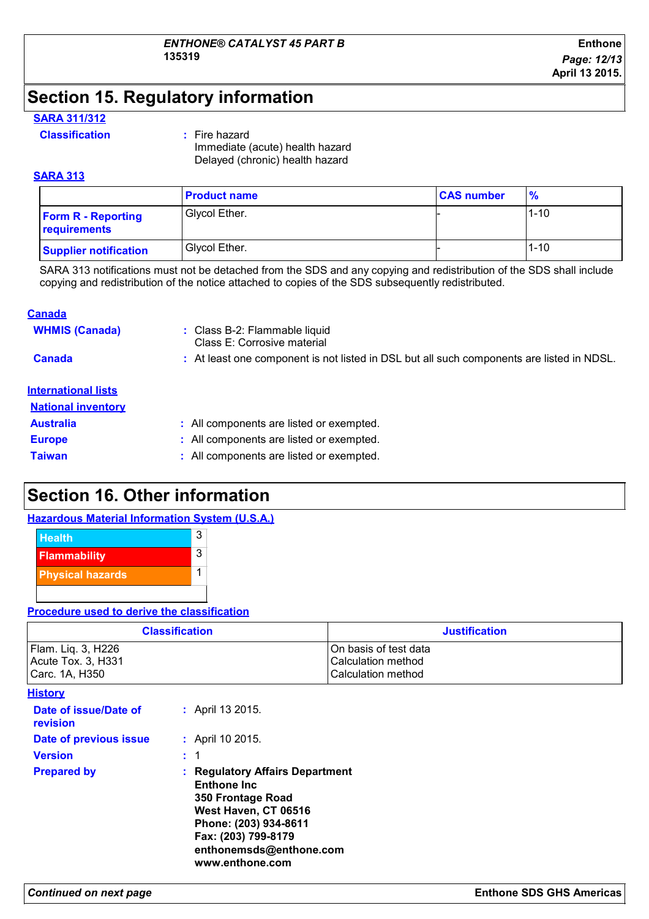## Section 15. Regulatory information

**SARA 311/312**

**Classification** : Fire hazard
Immediate (acute) health hazard
Delayed (chronic) health hazard

**SARA 313**

| | Product name | CAS number | % |
|---|---|---|---|
| **Form R - Reporting requirements** | Glycol Ether. | - | 1-10 |
| **Supplier notification** | Glycol Ether. | - | 1-10 |

SARA 313 notifications must not be detached from the SDS and any copying and redistribution of the SDS shall include copying and redistribution of the notice attached to copies of the SDS subsequently redistributed.

**Canada**

**WHMIS (Canada)** : Class B-2: Flammable liquid
Class E: Corrosive material

**Canada** : At least one component is not listed in DSL but all such components are listed in NDSL.

**International lists**

**National inventory**

**Australia** : All components are listed or exempted.

**Europe** : All components are listed or exempted.

**Taiwan** : All components are listed or exempted.

## Section 16. Other information

**Hazardous Material Information System (U.S.A.)**

| | |
|---|---|
| Health | 3 |
| Flammability | 3 |
| Physical hazards | 1 |

**Procedure used to derive the classification**

| Classification | Justification |
|---|---|
| Flam. Liq. 3, H226<br>Acute Tox. 3, H331<br>Carc. 1A, H350 | On basis of test data<br>Calculation method<br>Calculation method |

**History**

**Date of issue/Date of revision** : April 13 2015.

**Date of previous issue** : April 10 2015.

**Version** : 1

**Prepared by** : **Regulatory Affairs Department**
**Enthone Inc**
**350 Frontage Road**
**West Haven, CT 06516**
**Phone: (203) 934-8611**
**Fax: (203) 799-8179**
**enthonemsds@enthone.com**
**www.enthone.com**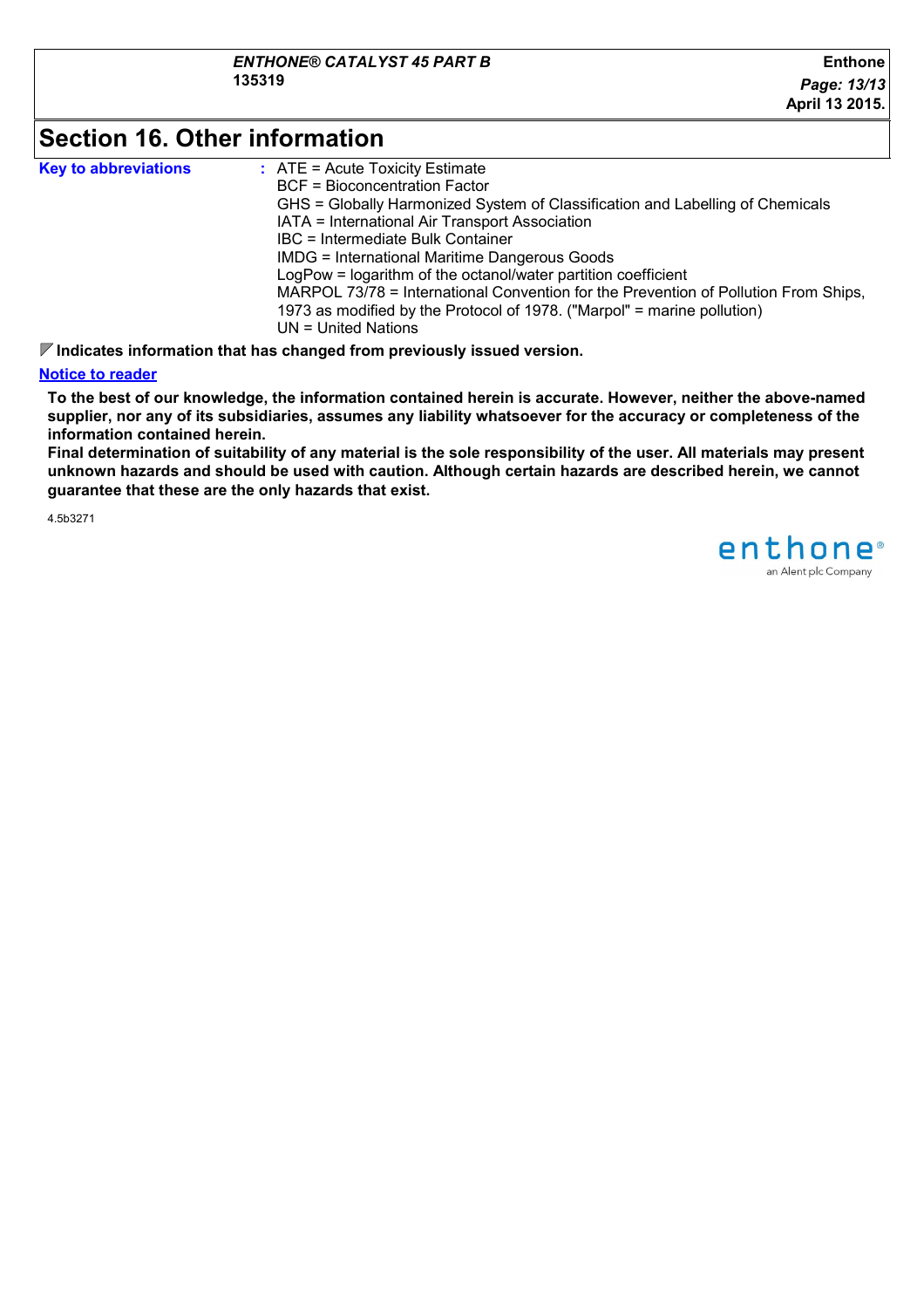## Section 16. Other information

**Key to abbreviations** : ATE = Acute Toxicity Estimate
BCF = Bioconcentration Factor
GHS = Globally Harmonized System of Classification and Labelling of Chemicals
IATA = International Air Transport Association
IBC = Intermediate Bulk Container
IMDG = International Maritime Dangerous Goods
LogPow = logarithm of the octanol/water partition coefficient
MARPOL 73/78 = International Convention for the Prevention of Pollution From Ships, 1973 as modified by the Protocol of 1978. ("Marpol" = marine pollution)
UN = United Nations

**Indicates information that has changed from previously issued version.**

**Notice to reader**

**To the best of our knowledge, the information contained herein is accurate. However, neither the above-named supplier, nor any of its subsidiaries, assumes any liability whatsoever for the accuracy or completeness of the information contained herein.**
**Final determination of suitability of any material is the sole responsibility of the user. All materials may present unknown hazards and should be used with caution. Although certain hazards are described herein, we cannot guarantee that these are the only hazards that exist.**

4.5b3271

enthone®
an Alent plc Company